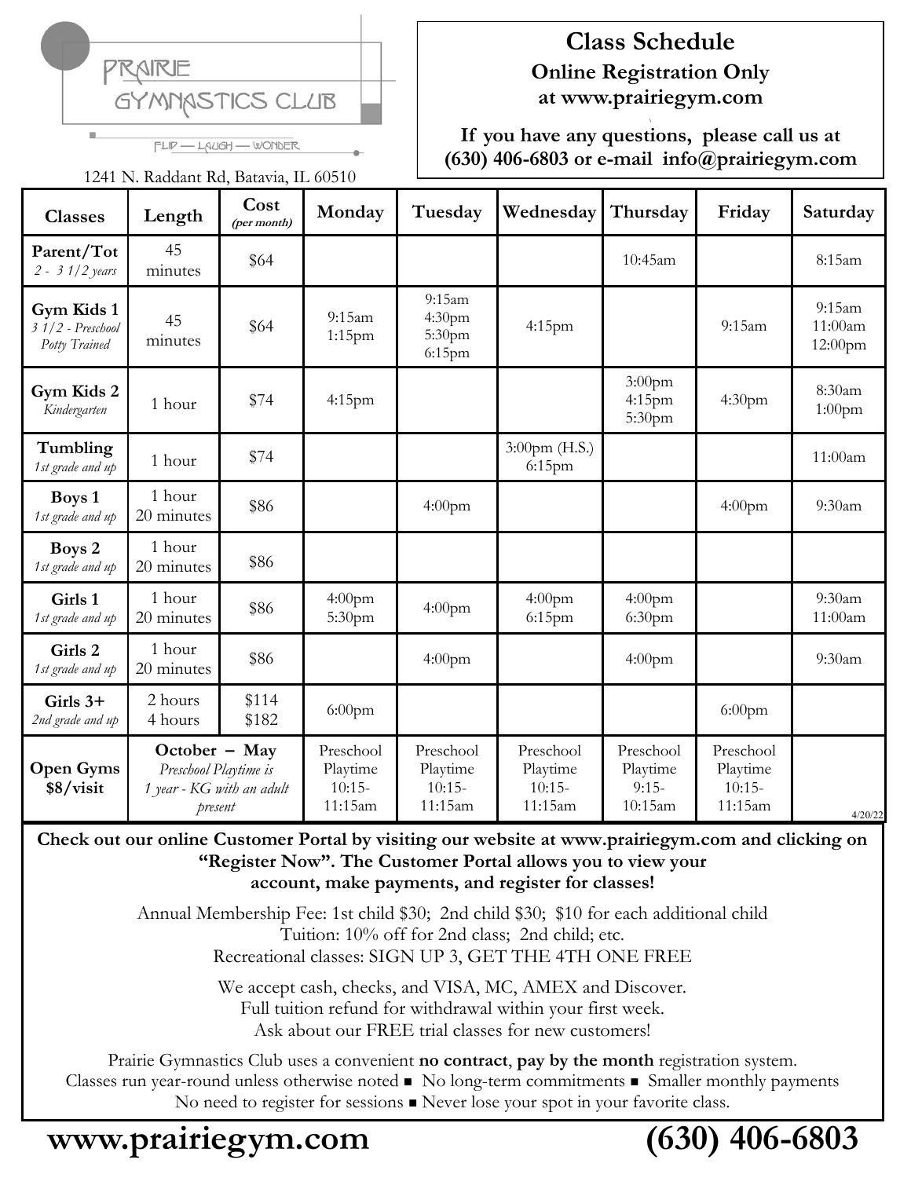PRAIRIE GYMNASTICS CLUB

FLIP — LAUGH — WONDER

1241 N. Raddant Rd, Batavia, IL 60510

# Class Schedule

**Online Registration Only at www.prairiegym.com**

**If you have any questions, please call us at (630) 406-6803 or e-mail info@prairiegym.com**

| Classes | Length | Cost *(per month)* | Monday | Tuesday | Wednesday | Thursday | Friday | Saturday |
|---|---|---|---|---|---|---|---|---|
| **Parent/Tot** *2 - 3 1/2 years* | 45 minutes | $64 | | | | 10:45am | | 8:15am |
| **Gym Kids 1** *3 1/2 - Preschool Potty Trained* | 45 minutes | $64 | 9:15am 1:15pm | 9:15am 4:30pm 5:30pm 6:15pm | 4:15pm | | 9:15am | 9:15am 11:00am 12:00pm |
| **Gym Kids 2** *Kindergarten* | 1 hour | $74 | 4:15pm | | | 3:00pm 4:15pm 5:30pm | 4:30pm | 8:30am 1:00pm |
| **Tumbling** *1st grade and up* | 1 hour | $74 | | | 3:00pm (H.S.) 6:15pm | | | 11:00am |
| **Boys 1** *1st grade and up* | 1 hour 20 minutes | $86 | | 4:00pm | | | 4:00pm | 9:30am |
| **Boys 2** *1st grade and up* | 1 hour 20 minutes | $86 | | | | | | |
| **Girls 1** *1st grade and up* | 1 hour 20 minutes | $86 | 4:00pm 5:30pm | 4:00pm | 4:00pm 6:15pm | 4:00pm 6:30pm | | 9:30am 11:00am |
| **Girls 2** *1st grade and up* | 1 hour 20 minutes | $86 | | 4:00pm | | 4:00pm | | 9:30am |
| **Girls 3+** *2nd grade and up* | 2 hours 4 hours | $114 $182 | 6:00pm | | | | 6:00pm | |
| **Open Gyms $8/visit** | **October – May** *Preschool Playtime is 1 year - KG with an adult present* | | Preschool Playtime 10:15-11:15am | Preschool Playtime 10:15-11:15am | Preschool Playtime 10:15-11:15am | Preschool Playtime 9:15-10:15am | Preschool Playtime 10:15-11:15am | 4/20/22 |

**Check out our online Customer Portal by visiting our website at www.prairiegym.com and clicking on "Register Now". The Customer Portal allows you to view your account, make payments, and register for classes!**

Annual Membership Fee: 1st child $30; 2nd child $30; $10 for each additional child
Tuition: 10% off for 2nd class; 2nd child; etc.
Recreational classes: SIGN UP 3, GET THE 4TH ONE FREE

We accept cash, checks, and VISA, MC, AMEX and Discover.
Full tuition refund for withdrawal within your first week.
Ask about our FREE trial classes for new customers!

Prairie Gymnastics Club uses a convenient **no contract**, **pay by the month** registration system.
Classes run year-round unless otherwise noted ▪ No long-term commitments ▪ Smaller monthly payments
No need to register for sessions ▪ Never lose your spot in your favorite class.

**www.prairiegym.com** **(630) 406-6803**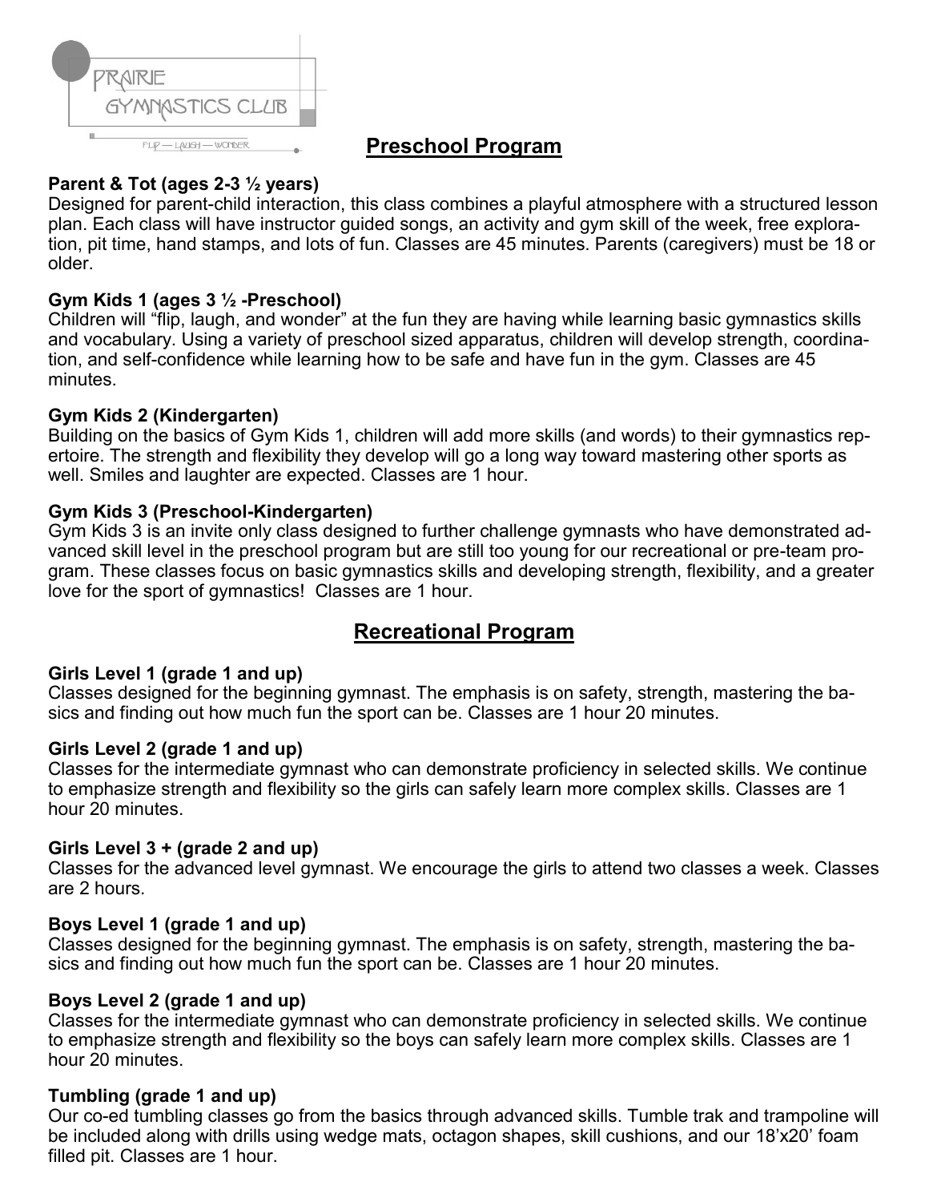PRAIRIE GYMNASTICS CLUB

FLIP — LAUGH — WONDER

## Preschool Program

**Parent & Tot (ages 2-3 ½ years)**
Designed for parent-child interaction, this class combines a playful atmosphere with a structured lesson plan. Each class will have instructor guided songs, an activity and gym skill of the week, free exploration, pit time, hand stamps, and lots of fun. Classes are 45 minutes. Parents (caregivers) must be 18 or older.

**Gym Kids 1 (ages 3 ½ -Preschool)**
Children will "flip, laugh, and wonder" at the fun they are having while learning basic gymnastics skills and vocabulary. Using a variety of preschool sized apparatus, children will develop strength, coordination, and self-confidence while learning how to be safe and have fun in the gym. Classes are 45 minutes.

**Gym Kids 2 (Kindergarten)**
Building on the basics of Gym Kids 1, children will add more skills (and words) to their gymnastics repertoire. The strength and flexibility they develop will go a long way toward mastering other sports as well. Smiles and laughter are expected. Classes are 1 hour.

**Gym Kids 3 (Preschool-Kindergarten)**
Gym Kids 3 is an invite only class designed to further challenge gymnasts who have demonstrated advanced skill level in the preschool program but are still too young for our recreational or pre-team program. These classes focus on basic gymnastics skills and developing strength, flexibility, and a greater love for the sport of gymnastics! Classes are 1 hour.

## Recreational Program

**Girls Level 1 (grade 1 and up)**
Classes designed for the beginning gymnast. The emphasis is on safety, strength, mastering the basics and finding out how much fun the sport can be. Classes are 1 hour 20 minutes.

**Girls Level 2 (grade 1 and up)**
Classes for the intermediate gymnast who can demonstrate proficiency in selected skills. We continue to emphasize strength and flexibility so the girls can safely learn more complex skills. Classes are 1 hour 20 minutes.

**Girls Level 3 + (grade 2 and up)**
Classes for the advanced level gymnast. We encourage the girls to attend two classes a week. Classes are 2 hours.

**Boys Level 1 (grade 1 and up)**
Classes designed for the beginning gymnast. The emphasis is on safety, strength, mastering the basics and finding out how much fun the sport can be. Classes are 1 hour 20 minutes.

**Boys Level 2 (grade 1 and up)**
Classes for the intermediate gymnast who can demonstrate proficiency in selected skills. We continue to emphasize strength and flexibility so the boys can safely learn more complex skills. Classes are 1 hour 20 minutes.

**Tumbling (grade 1 and up)**
Our co-ed tumbling classes go from the basics through advanced skills. Tumble trak and trampoline will be included along with drills using wedge mats, octagon shapes, skill cushions, and our 18'x20' foam filled pit. Classes are 1 hour.